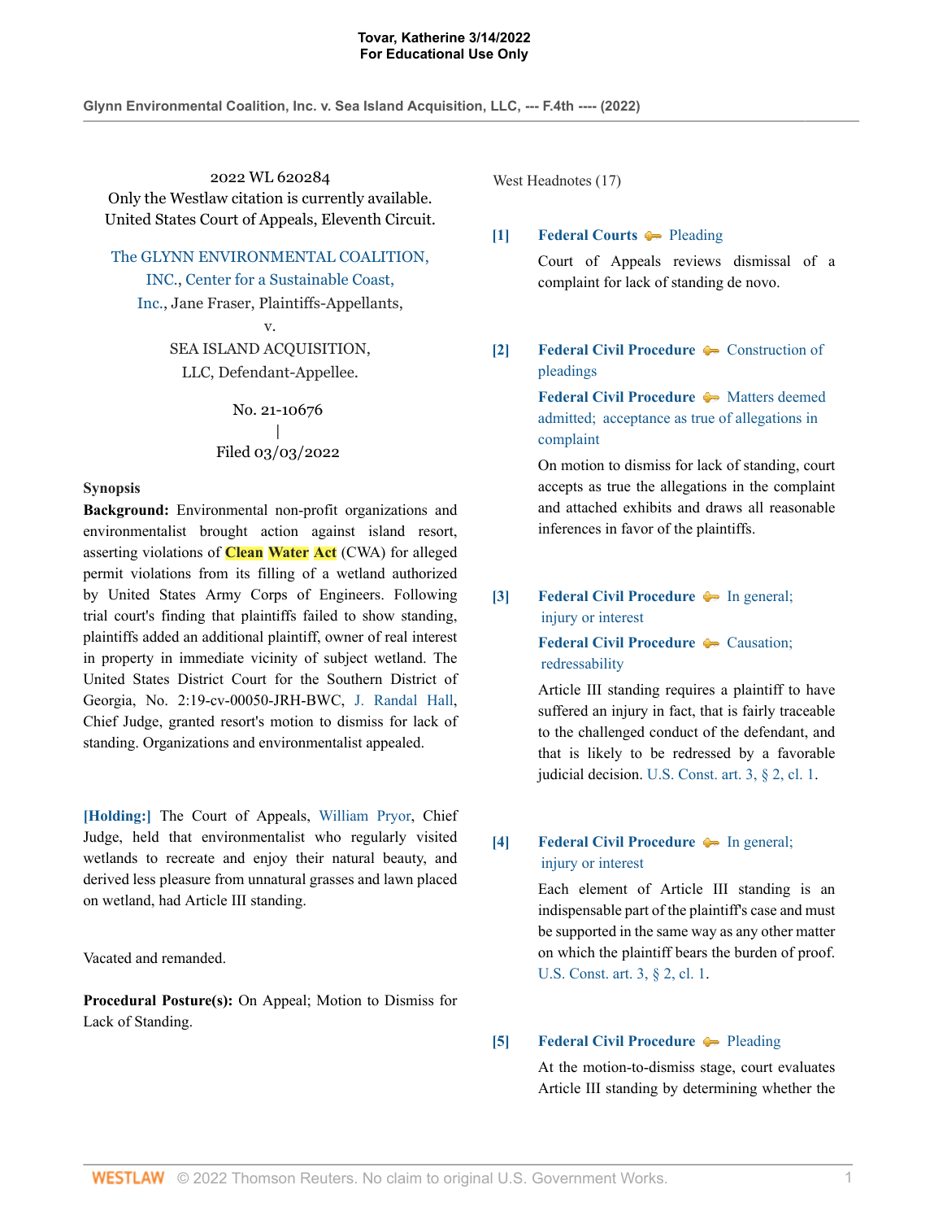2022 WL 620284
Only the Westlaw citation is currently available.
United States Court of Appeals, Eleventh Circuit.

The GLYNN ENVIRONMENTAL COALITION, INC., Center for a Sustainable Coast, Inc., Jane Fraser, Plaintiffs-Appellants,
v.
SEA ISLAND ACQUISITION, LLC, Defendant-Appellee.

No. 21-10676
|
Filed 03/03/2022

**Synopsis**

**Background:** Environmental non-profit organizations and environmentalist brought action against island resort, asserting violations of Clean Water Act (CWA) for alleged permit violations from its filling of a wetland authorized by United States Army Corps of Engineers. Following trial court's finding that plaintiffs failed to show standing, plaintiffs added an additional plaintiff, owner of real interest in property in immediate vicinity of subject wetland. The United States District Court for the Southern District of Georgia, No. 2:19-cv-00050-JRH-BWC, J. Randal Hall, Chief Judge, granted resort's motion to dismiss for lack of standing. Organizations and environmentalist appealed.

**[Holding:]** The Court of Appeals, William Pryor, Chief Judge, held that environmentalist who regularly visited wetlands to recreate and enjoy their natural beauty, and derived less pleasure from unnatural grasses and lawn placed on wetland, had Article III standing.

Vacated and remanded.

**Procedural Posture(s):** On Appeal; Motion to Dismiss for Lack of Standing.

West Headnotes (17)

**[1]** **Federal Courts** Pleading

Court of Appeals reviews dismissal of a complaint for lack of standing de novo.

**[2]** **Federal Civil Procedure** Construction of pleadings

**Federal Civil Procedure** Matters deemed admitted; acceptance as true of allegations in complaint

On motion to dismiss for lack of standing, court accepts as true the allegations in the complaint and attached exhibits and draws all reasonable inferences in favor of the plaintiffs.

**[3]** **Federal Civil Procedure** In general; injury or interest

**Federal Civil Procedure** Causation; redressability

Article III standing requires a plaintiff to have suffered an injury in fact, that is fairly traceable to the challenged conduct of the defendant, and that is likely to be redressed by a favorable judicial decision. U.S. Const. art. 3, § 2, cl. 1.

**[4]** **Federal Civil Procedure** In general; injury or interest

Each element of Article III standing is an indispensable part of the plaintiff's case and must be supported in the same way as any other matter on which the plaintiff bears the burden of proof. U.S. Const. art. 3, § 2, cl. 1.

**[5]** **Federal Civil Procedure** Pleading

At the motion-to-dismiss stage, court evaluates Article III standing by determining whether the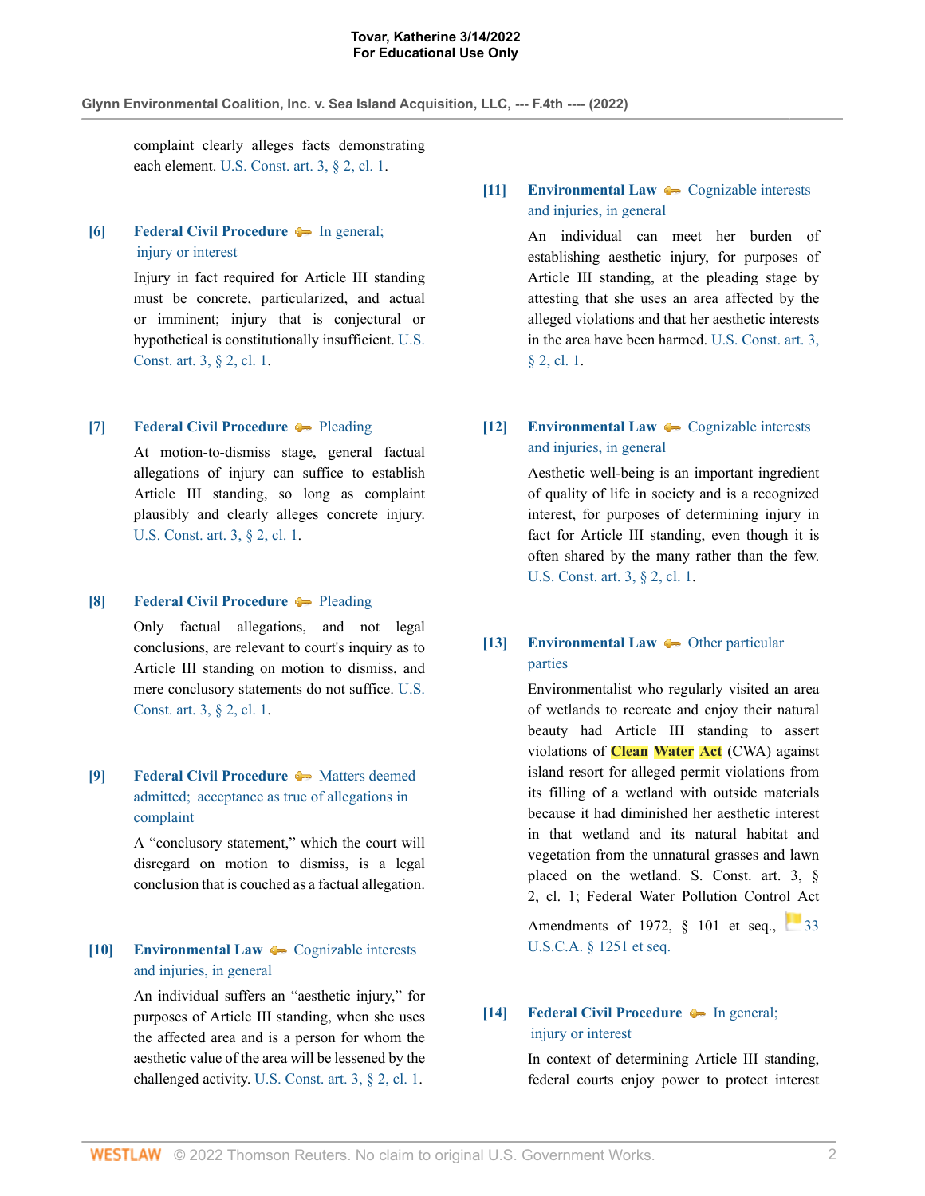complaint clearly alleges facts demonstrating each element. U.S. Const. art. 3, § 2, cl. 1.

**[6]** **Federal Civil Procedure** In general; injury or interest

Injury in fact required for Article III standing must be concrete, particularized, and actual or imminent; injury that is conjectural or hypothetical is constitutionally insufficient. U.S. Const. art. 3, § 2, cl. 1.

**[7]** **Federal Civil Procedure** Pleading

At motion-to-dismiss stage, general factual allegations of injury can suffice to establish Article III standing, so long as complaint plausibly and clearly alleges concrete injury. U.S. Const. art. 3, § 2, cl. 1.

**[8]** **Federal Civil Procedure** Pleading

Only factual allegations, and not legal conclusions, are relevant to court's inquiry as to Article III standing on motion to dismiss, and mere conclusory statements do not suffice. U.S. Const. art. 3, § 2, cl. 1.

**[9]** **Federal Civil Procedure** Matters deemed admitted; acceptance as true of allegations in complaint

A "conclusory statement," which the court will disregard on motion to dismiss, is a legal conclusion that is couched as a factual allegation.

**[10]** **Environmental Law** Cognizable interests and injuries, in general

An individual suffers an "aesthetic injury," for purposes of Article III standing, when she uses the affected area and is a person for whom the aesthetic value of the area will be lessened by the challenged activity. U.S. Const. art. 3, § 2, cl. 1.

**[11]** **Environmental Law** Cognizable interests and injuries, in general

An individual can meet her burden of establishing aesthetic injury, for purposes of Article III standing, at the pleading stage by attesting that she uses an area affected by the alleged violations and that her aesthetic interests in the area have been harmed. U.S. Const. art. 3, § 2, cl. 1.

**[12]** **Environmental Law** Cognizable interests and injuries, in general

Aesthetic well-being is an important ingredient of quality of life in society and is a recognized interest, for purposes of determining injury in fact for Article III standing, even though it is often shared by the many rather than the few. U.S. Const. art. 3, § 2, cl. 1.

**[13]** **Environmental Law** Other particular parties

Environmentalist who regularly visited an area of wetlands to recreate and enjoy their natural beauty had Article III standing to assert violations of **Clean Water Act** (CWA) against island resort for alleged permit violations from its filling of a wetland with outside materials because it had diminished her aesthetic interest in that wetland and its natural habitat and vegetation from the unnatural grasses and lawn placed on the wetland. S. Const. art. 3, § 2, cl. 1; Federal Water Pollution Control Act Amendments of 1972, § 101 et seq., 33 U.S.C.A. § 1251 et seq.

**[14]** **Federal Civil Procedure** In general; injury or interest

In context of determining Article III standing, federal courts enjoy power to protect interest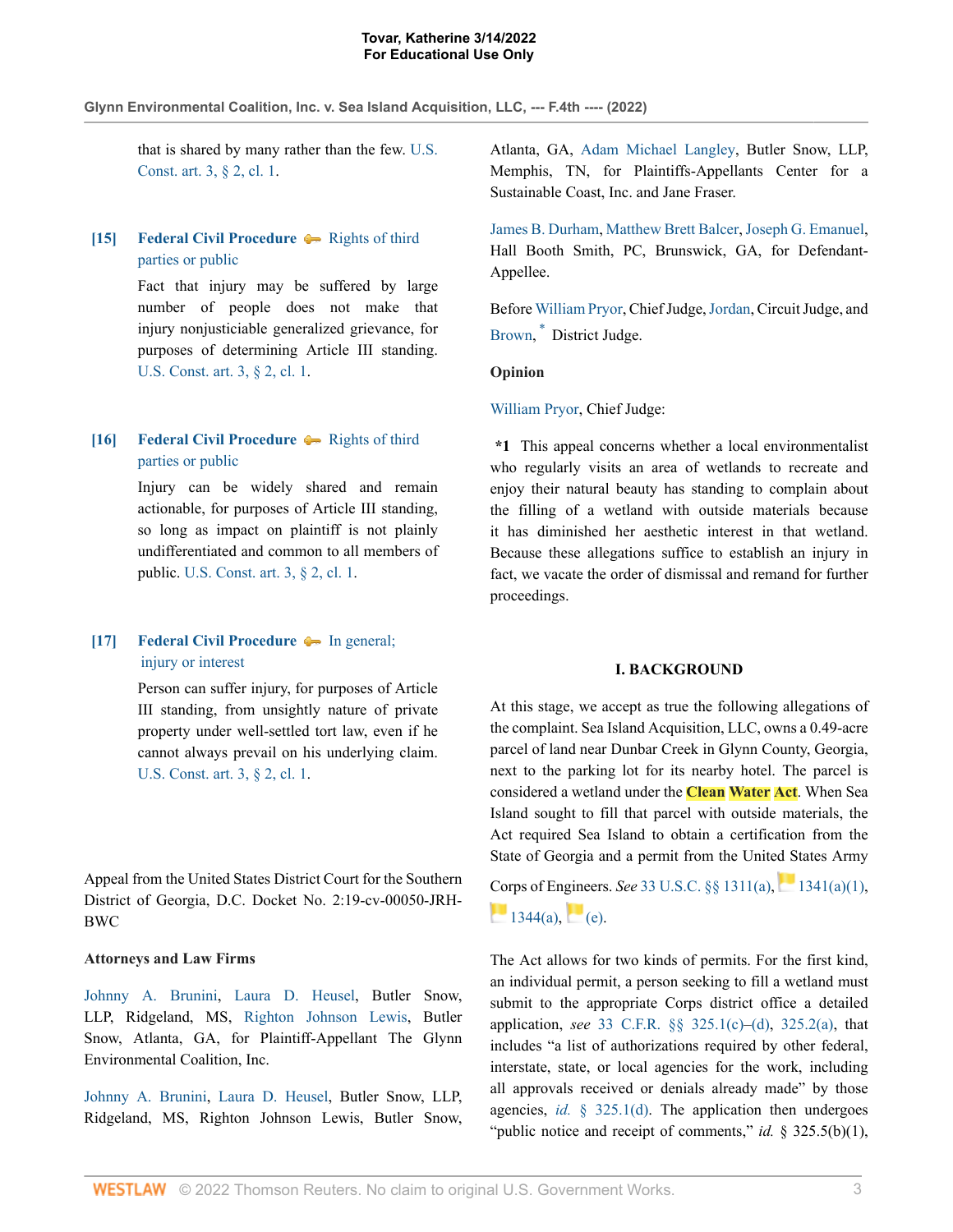that is shared by many rather than the few. U.S. Const. art. 3, § 2, cl. 1.

**[15]** **Federal Civil Procedure** Rights of third parties or public

Fact that injury may be suffered by large number of people does not make that injury nonjusticiable generalized grievance, for purposes of determining Article III standing. U.S. Const. art. 3, § 2, cl. 1.

**[16]** **Federal Civil Procedure** Rights of third parties or public

Injury can be widely shared and remain actionable, for purposes of Article III standing, so long as impact on plaintiff is not plainly undifferentiated and common to all members of public. U.S. Const. art. 3, § 2, cl. 1.

**[17]** **Federal Civil Procedure** In general; injury or interest

Person can suffer injury, for purposes of Article III standing, from unsightly nature of private property under well-settled tort law, even if he cannot always prevail on his underlying claim. U.S. Const. art. 3, § 2, cl. 1.

Appeal from the United States District Court for the Southern District of Georgia, D.C. Docket No. 2:19-cv-00050-JRH-BWC

**Attorneys and Law Firms**

Johnny A. Brunini, Laura D. Heusel, Butler Snow, LLP, Ridgeland, MS, Righton Johnson Lewis, Butler Snow, Atlanta, GA, for Plaintiff-Appellant The Glynn Environmental Coalition, Inc.

Johnny A. Brunini, Laura D. Heusel, Butler Snow, LLP, Ridgeland, MS, Righton Johnson Lewis, Butler Snow, Atlanta, GA, Adam Michael Langley, Butler Snow, LLP, Memphis, TN, for Plaintiffs-Appellants Center for a Sustainable Coast, Inc. and Jane Fraser.

James B. Durham, Matthew Brett Balcer, Joseph G. Emanuel, Hall Booth Smith, PC, Brunswick, GA, for Defendant-Appellee.

Before William Pryor, Chief Judge, Jordan, Circuit Judge, and Brown, * District Judge.

**Opinion**

William Pryor, Chief Judge:

**\*1** This appeal concerns whether a local environmentalist who regularly visits an area of wetlands to recreate and enjoy their natural beauty has standing to complain about the filling of a wetland with outside materials because it has diminished her aesthetic interest in that wetland. Because these allegations suffice to establish an injury in fact, we vacate the order of dismissal and remand for further proceedings.

## I. BACKGROUND

At this stage, we accept as true the following allegations of the complaint. Sea Island Acquisition, LLC, owns a 0.49-acre parcel of land near Dunbar Creek in Glynn County, Georgia, next to the parking lot for its nearby hotel. The parcel is considered a wetland under the Clean Water Act. When Sea Island sought to fill that parcel with outside materials, the Act required Sea Island to obtain a certification from the State of Georgia and a permit from the United States Army Corps of Engineers. *See* 33 U.S.C. §§ 1311(a), 1341(a)(1), 1344(a), (e).

The Act allows for two kinds of permits. For the first kind, an individual permit, a person seeking to fill a wetland must submit to the appropriate Corps district office a detailed application, *see* 33 C.F.R. §§ 325.1(c)–(d), 325.2(a), that includes "a list of authorizations required by other federal, interstate, state, or local agencies for the work, including all approvals received or denials already made" by those agencies, *id.* § 325.1(d). The application then undergoes "public notice and receipt of comments," *id.* § 325.5(b)(1),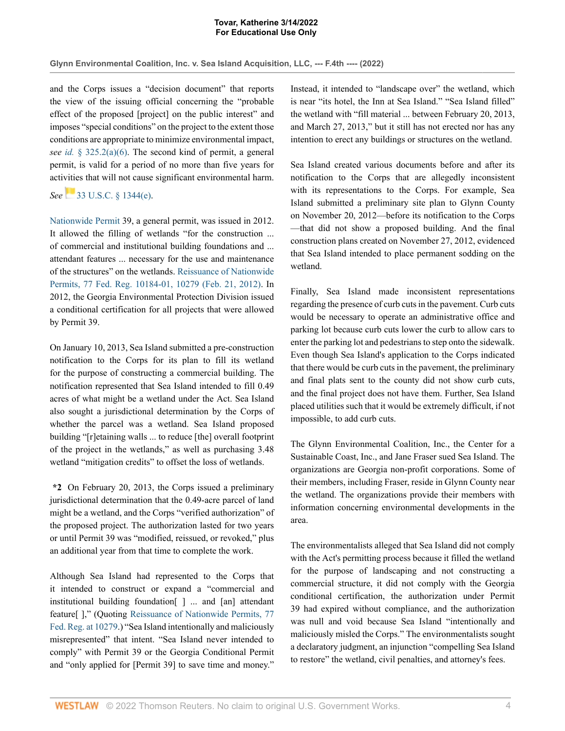and the Corps issues a "decision document" that reports the view of the issuing official concerning the "probable effect of the proposed [project] on the public interest" and imposes "special conditions" on the project to the extent those conditions are appropriate to minimize environmental impact, *see id.* § 325.2(a)(6). The second kind of permit, a general permit, is valid for a period of no more than five years for activities that will not cause significant environmental harm. *See* 33 U.S.C. § 1344(e).

Nationwide Permit 39, a general permit, was issued in 2012. It allowed the filling of wetlands "for the construction ... of commercial and institutional building foundations and ... attendant features ... necessary for the use and maintenance of the structures" on the wetlands. Reissuance of Nationwide Permits, 77 Fed. Reg. 10184-01, 10279 (Feb. 21, 2012). In 2012, the Georgia Environmental Protection Division issued a conditional certification for all projects that were allowed by Permit 39.

On January 10, 2013, Sea Island submitted a pre-construction notification to the Corps for its plan to fill its wetland for the purpose of constructing a commercial building. The notification represented that Sea Island intended to fill 0.49 acres of what might be a wetland under the Act. Sea Island also sought a jurisdictional determination by the Corps of whether the parcel was a wetland. Sea Island proposed building "[r]etaining walls ... to reduce [the] overall footprint of the project in the wetlands," as well as purchasing 3.48 wetland "mitigation credits" to offset the loss of wetlands.

**\*2** On February 20, 2013, the Corps issued a preliminary jurisdictional determination that the 0.49-acre parcel of land might be a wetland, and the Corps "verified authorization" of the proposed project. The authorization lasted for two years or until Permit 39 was "modified, reissued, or revoked," plus an additional year from that time to complete the work.

Although Sea Island had represented to the Corps that it intended to construct or expand a "commercial and institutional building foundation[ ] ... and [an] attendant feature[ ]," (Quoting Reissuance of Nationwide Permits, 77 Fed. Reg. at 10279.) "Sea Island intentionally and maliciously misrepresented" that intent. "Sea Island never intended to comply" with Permit 39 or the Georgia Conditional Permit and "only applied for [Permit 39] to save time and money." Instead, it intended to "landscape over" the wetland, which is near "its hotel, the Inn at Sea Island." "Sea Island filled" the wetland with "fill material ... between February 20, 2013, and March 27, 2013," but it still has not erected nor has any intention to erect any buildings or structures on the wetland.

Sea Island created various documents before and after its notification to the Corps that are allegedly inconsistent with its representations to the Corps. For example, Sea Island submitted a preliminary site plan to Glynn County on November 20, 2012—before its notification to the Corps—that did not show a proposed building. And the final construction plans created on November 27, 2012, evidenced that Sea Island intended to place permanent sodding on the wetland.

Finally, Sea Island made inconsistent representations regarding the presence of curb cuts in the pavement. Curb cuts would be necessary to operate an administrative office and parking lot because curb cuts lower the curb to allow cars to enter the parking lot and pedestrians to step onto the sidewalk. Even though Sea Island's application to the Corps indicated that there would be curb cuts in the pavement, the preliminary and final plats sent to the county did not show curb cuts, and the final project does not have them. Further, Sea Island placed utilities such that it would be extremely difficult, if not impossible, to add curb cuts.

The Glynn Environmental Coalition, Inc., the Center for a Sustainable Coast, Inc., and Jane Fraser sued Sea Island. The organizations are Georgia non-profit corporations. Some of their members, including Fraser, reside in Glynn County near the wetland. The organizations provide their members with information concerning environmental developments in the area.

The environmentalists alleged that Sea Island did not comply with the Act's permitting process because it filled the wetland for the purpose of landscaping and not constructing a commercial structure, it did not comply with the Georgia conditional certification, the authorization under Permit 39 had expired without compliance, and the authorization was null and void because Sea Island "intentionally and maliciously misled the Corps." The environmentalists sought a declaratory judgment, an injunction "compelling Sea Island to restore" the wetland, civil penalties, and attorney's fees.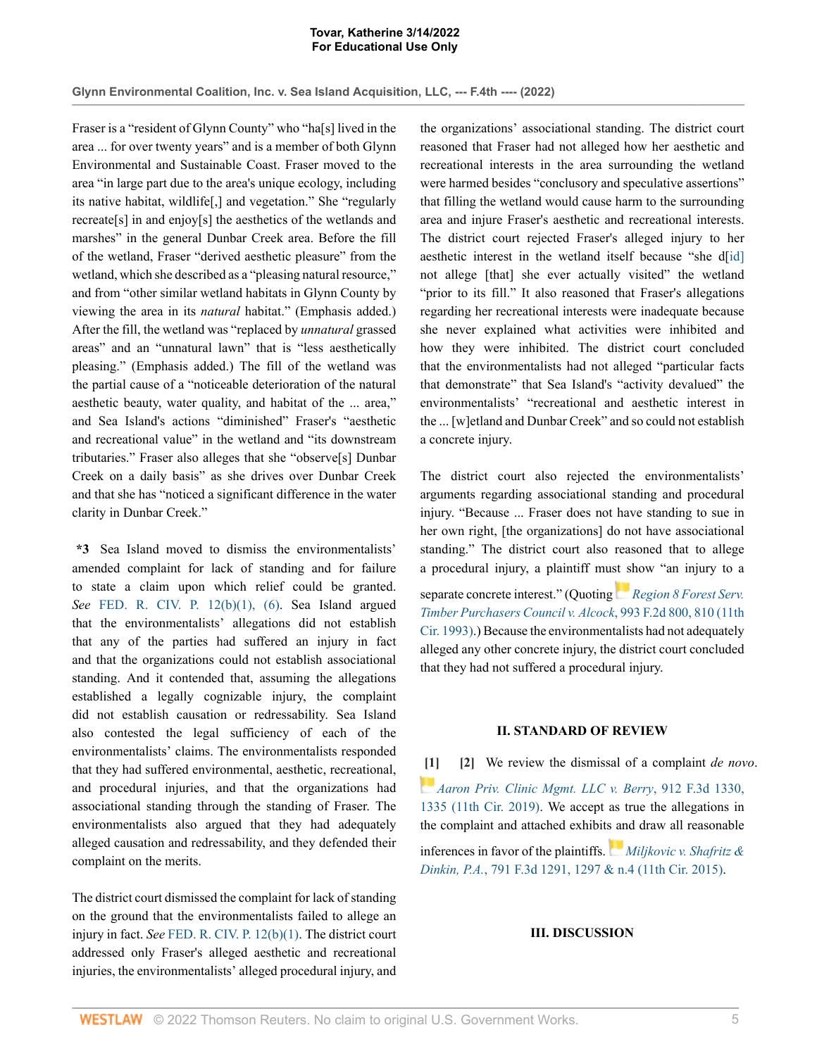Fraser is a "resident of Glynn County" who "ha[s] lived in the area ... for over twenty years" and is a member of both Glynn Environmental and Sustainable Coast. Fraser moved to the area "in large part due to the area's unique ecology, including its native habitat, wildlife[,] and vegetation." She "regularly recreate[s] in and enjoy[s] the aesthetics of the wetlands and marshes" in the general Dunbar Creek area. Before the fill of the wetland, Fraser "derived aesthetic pleasure" from the wetland, which she described as a "pleasing natural resource," and from "other similar wetland habitats in Glynn County by viewing the area in its *natural* habitat." (Emphasis added.) After the fill, the wetland was "replaced by *unnatural* grassed areas" and an "unnatural lawn" that is "less aesthetically pleasing." (Emphasis added.) The fill of the wetland was the partial cause of a "noticeable deterioration of the natural aesthetic beauty, water quality, and habitat of the ... area," and Sea Island's actions "diminished" Fraser's "aesthetic and recreational value" in the wetland and "its downstream tributaries." Fraser also alleges that she "observe[s] Dunbar Creek on a daily basis" as she drives over Dunbar Creek and that she has "noticed a significant difference in the water clarity in Dunbar Creek."

**\*3** Sea Island moved to dismiss the environmentalists' amended complaint for lack of standing and for failure to state a claim upon which relief could be granted. *See* FED. R. CIV. P. 12(b)(1), (6). Sea Island argued that the environmentalists' allegations did not establish that any of the parties had suffered an injury in fact and that the organizations could not establish associational standing. And it contended that, assuming the allegations established a legally cognizable injury, the complaint did not establish causation or redressability. Sea Island also contested the legal sufficiency of each of the environmentalists' claims. The environmentalists responded that they had suffered environmental, aesthetic, recreational, and procedural injuries, and that the organizations had associational standing through the standing of Fraser. The environmentalists also argued that they had adequately alleged causation and redressability, and they defended their complaint on the merits.

The district court dismissed the complaint for lack of standing on the ground that the environmentalists failed to allege an injury in fact. *See* FED. R. CIV. P. 12(b)(1). The district court addressed only Fraser's alleged aesthetic and recreational injuries, the environmentalists' alleged procedural injury, and the organizations' associational standing. The district court reasoned that Fraser had not alleged how her aesthetic and recreational interests in the area surrounding the wetland were harmed besides "conclusory and speculative assertions" that filling the wetland would cause harm to the surrounding area and injure Fraser's aesthetic and recreational interests. The district court rejected Fraser's alleged injury to her aesthetic interest in the wetland itself because "she d[id] not allege [that] she ever actually visited" the wetland "prior to its fill." It also reasoned that Fraser's allegations regarding her recreational interests were inadequate because she never explained what activities were inhibited and how they were inhibited. The district court concluded that the environmentalists had not alleged "particular facts that demonstrate" that Sea Island's "activity devalued" the environmentalists' "recreational and aesthetic interest in the ... [w]etland and Dunbar Creek" and so could not establish a concrete injury.

The district court also rejected the environmentalists' arguments regarding associational standing and procedural injury. "Because ... Fraser does not have standing to sue in her own right, [the organizations] do not have associational standing." The district court also reasoned that to allege a procedural injury, a plaintiff must show "an injury to a separate concrete interest." (Quoting *Region 8 Forest Serv. Timber Purchasers Council v. Alcock*, 993 F.2d 800, 810 (11th Cir. 1993).) Because the environmentalists had not adequately alleged any other concrete injury, the district court concluded that they had not suffered a procedural injury.

## II. STANDARD OF REVIEW

**[1] [2]** We review the dismissal of a complaint *de novo*. *Aaron Priv. Clinic Mgmt. LLC v. Berry*, 912 F.3d 1330, 1335 (11th Cir. 2019). We accept as true the allegations in the complaint and attached exhibits and draw all reasonable inferences in favor of the plaintiffs. *Miljkovic v. Shafritz & Dinkin, P.A.*, 791 F.3d 1291, 1297 & n.4 (11th Cir. 2015).

## III. DISCUSSION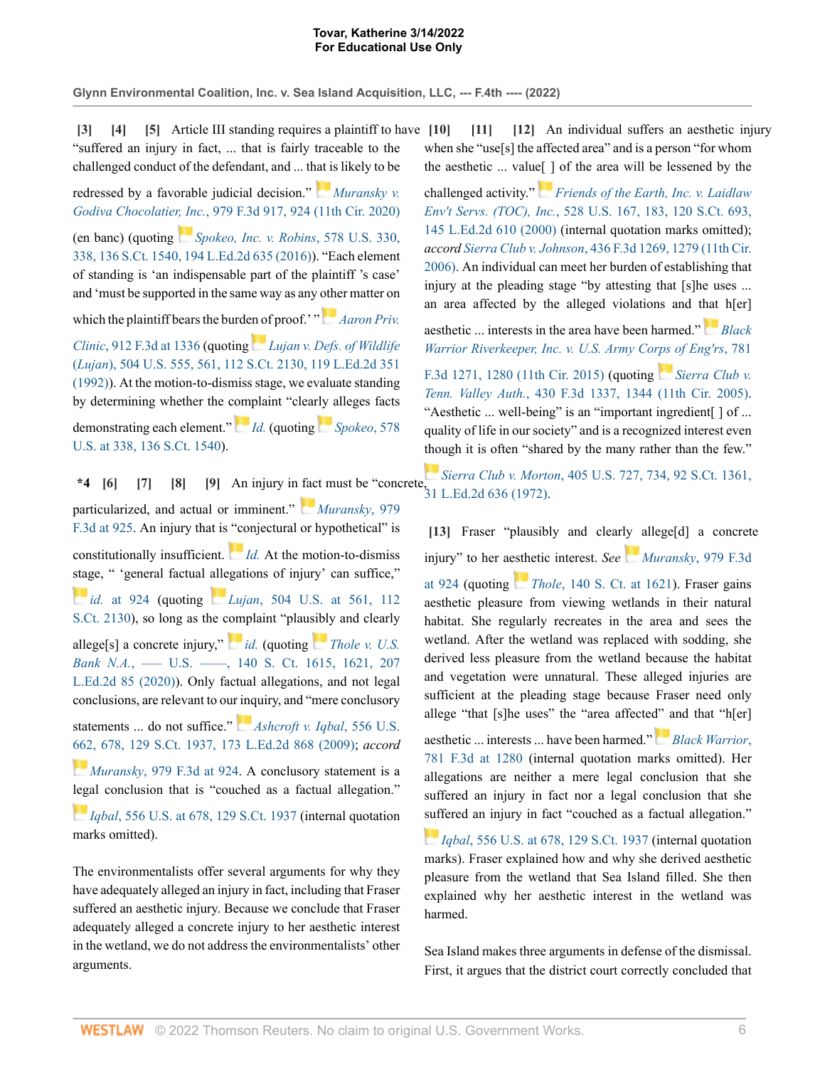**[3] [4] [5]** Article III standing requires a plaintiff to have "suffered an injury in fact, ... that is fairly traceable to the challenged conduct of the defendant, and ... that is likely to be redressed by a favorable judicial decision." *Muransky v. Godiva Chocolatier, Inc.*, 979 F.3d 917, 924 (11th Cir. 2020) (en banc) (quoting *Spokeo, Inc. v. Robins*, 578 U.S. 330, 338, 136 S.Ct. 1540, 194 L.Ed.2d 635 (2016)). "Each element of standing is 'an indispensable part of the plaintiff 's case' and 'must be supported in the same way as any other matter on which the plaintiff bears the burden of proof.' " *Aaron Priv. Clinic*, 912 F.3d at 1336 (quoting *Lujan v. Defs. of Wildlife (Lujan)*, 504 U.S. 555, 561, 112 S.Ct. 2130, 119 L.Ed.2d 351 (1992)). At the motion-to-dismiss stage, we evaluate standing by determining whether the complaint "clearly alleges facts demonstrating each element." *Id.* (quoting *Spokeo*, 578 U.S. at 338, 136 S.Ct. 1540).

**\*4 [6] [7] [8] [9]** An injury in fact must be "concrete, particularized, and actual or imminent." *Muransky*, 979 F.3d at 925. An injury that is "conjectural or hypothetical" is constitutionally insufficient. *Id.* At the motion-to-dismiss stage, " 'general factual allegations of injury' can suffice," *id.* at 924 (quoting *Lujan*, 504 U.S. at 561, 112 S.Ct. 2130), so long as the complaint "plausibly and clearly allege[s] a concrete injury," *id.* (quoting *Thole v. U.S. Bank N.A.*, ––– U.S. ––––, 140 S. Ct. 1615, 1621, 207 L.Ed.2d 85 (2020)). Only factual allegations, and not legal conclusions, are relevant to our inquiry, and "mere conclusory statements ... do not suffice." *Ashcroft v. Iqbal*, 556 U.S. 662, 678, 129 S.Ct. 1937, 173 L.Ed.2d 868 (2009); *accord* *Muransky*, 979 F.3d at 924. A conclusory statement is a legal conclusion that is "couched as a factual allegation." *Iqbal*, 556 U.S. at 678, 129 S.Ct. 1937 (internal quotation marks omitted).

The environmentalists offer several arguments for why they have adequately alleged an injury in fact, including that Fraser suffered an aesthetic injury. Because we conclude that Fraser adequately alleged a concrete injury to her aesthetic interest in the wetland, we do not address the environmentalists' other arguments.

**[10] [11] [12]** An individual suffers an aesthetic injury when she "use[s] the affected area" and is a person "for whom the aesthetic ... value[ ] of the area will be lessened by the challenged activity." *Friends of the Earth, Inc. v. Laidlaw Env't Servs. (TOC), Inc.*, 528 U.S. 167, 183, 120 S.Ct. 693, 145 L.Ed.2d 610 (2000) (internal quotation marks omitted); *accord* *Sierra Club v. Johnson*, 436 F.3d 1269, 1279 (11th Cir. 2006). An individual can meet her burden of establishing that injury at the pleading stage "by attesting that [s]he uses ... an area affected by the alleged violations and that h[er] aesthetic ... interests in the area have been harmed." *Black Warrior Riverkeeper, Inc. v. U.S. Army Corps of Eng'rs*, 781 F.3d 1271, 1280 (11th Cir. 2015) (quoting *Sierra Club v. Tenn. Valley Auth.*, 430 F.3d 1337, 1344 (11th Cir. 2005). "Aesthetic ... well-being" is an "important ingredient[ ] of ... quality of life in our society" and is a recognized interest even though it is often "shared by the many rather than the few." *Sierra Club v. Morton*, 405 U.S. 727, 734, 92 S.Ct. 1361, 31 L.Ed.2d 636 (1972).

**[13]** Fraser "plausibly and clearly allege[d] a concrete injury" to her aesthetic interest. *See* *Muransky*, 979 F.3d at 924 (quoting *Thole*, 140 S. Ct. at 1621). Fraser gains aesthetic pleasure from viewing wetlands in their natural habitat. She regularly recreates in the area and sees the wetland. After the wetland was replaced with sodding, she derived less pleasure from the wetland because the habitat and vegetation were unnatural. These alleged injuries are sufficient at the pleading stage because Fraser need only allege "that [s]he uses" the "area affected" and that "h[er] aesthetic ... interests ... have been harmed." *Black Warrior*, 781 F.3d at 1280 (internal quotation marks omitted). Her allegations are neither a mere legal conclusion that she suffered an injury in fact nor a legal conclusion that she suffered an injury in fact "couched as a factual allegation." *Iqbal*, 556 U.S. at 678, 129 S.Ct. 1937 (internal quotation marks). Fraser explained how and why she derived aesthetic pleasure from the wetland that Sea Island filled. She then explained why her aesthetic interest in the wetland was harmed.

Sea Island makes three arguments in defense of the dismissal. First, it argues that the district court correctly concluded that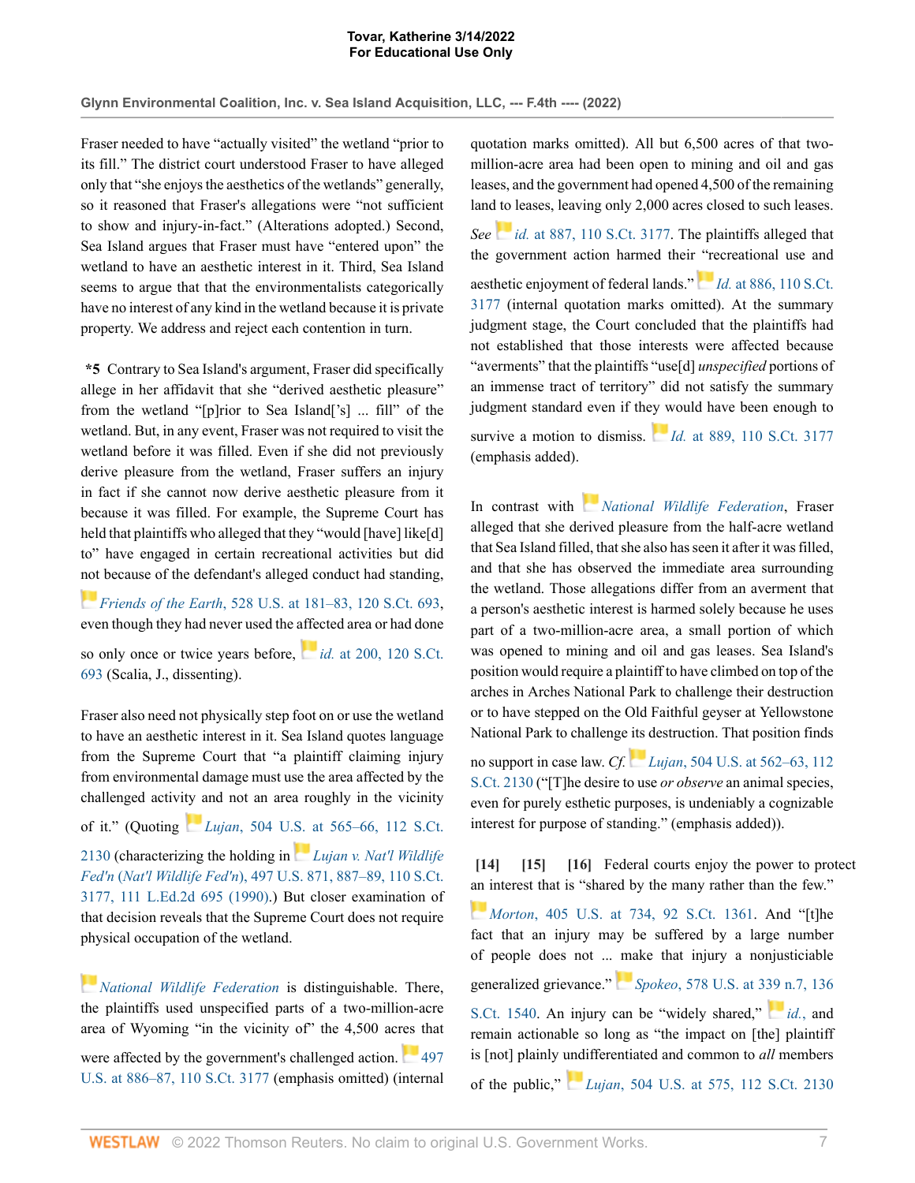Fraser needed to have "actually visited" the wetland "prior to its fill." The district court understood Fraser to have alleged only that "she enjoys the aesthetics of the wetlands" generally, so it reasoned that Fraser's allegations were "not sufficient to show and injury-in-fact." (Alterations adopted.) Second, Sea Island argues that Fraser must have "entered upon" the wetland to have an aesthetic interest in it. Third, Sea Island seems to argue that that the environmentalists categorically have no interest of any kind in the wetland because it is private property. We address and reject each contention in turn.

**\*5** Contrary to Sea Island's argument, Fraser did specifically allege in her affidavit that she "derived aesthetic pleasure" from the wetland "[p]rior to Sea Island['s] ... fill" of the wetland. But, in any event, Fraser was not required to visit the wetland before it was filled. Even if she did not previously derive pleasure from the wetland, Fraser suffers an injury in fact if she cannot now derive aesthetic pleasure from it because it was filled. For example, the Supreme Court has held that plaintiffs who alleged that they "would [have] like[d] to" have engaged in certain recreational activities but did not because of the defendant's alleged conduct had standing, *Friends of the Earth*, 528 U.S. at 181–83, 120 S.Ct. 693, even though they had never used the affected area or had done so only once or twice years before, *id.* at 200, 120 S.Ct. 693 (Scalia, J., dissenting).

Fraser also need not physically step foot on or use the wetland to have an aesthetic interest in it. Sea Island quotes language from the Supreme Court that "a plaintiff claiming injury from environmental damage must use the area affected by the challenged activity and not an area roughly in the vicinity of it." (Quoting *Lujan*, 504 U.S. at 565–66, 112 S.Ct. 2130 (characterizing the holding in *Lujan v. Nat'l Wildlife Fed'n* (*Nat'l Wildlife Fed'n*), 497 U.S. 871, 887–89, 110 S.Ct. 3177, 111 L.Ed.2d 695 (1990).) But closer examination of that decision reveals that the Supreme Court does not require physical occupation of the wetland.

*National Wildlife Federation* is distinguishable. There, the plaintiffs used unspecified parts of a two-million-acre area of Wyoming "in the vicinity of" the 4,500 acres that were affected by the government's challenged action. 497 U.S. at 886–87, 110 S.Ct. 3177 (emphasis omitted) (internal quotation marks omitted). All but 6,500 acres of that two-million-acre area had been open to mining and oil and gas leases, and the government had opened 4,500 of the remaining land to leases, leaving only 2,000 acres closed to such leases. *See* *id.* at 887, 110 S.Ct. 3177. The plaintiffs alleged that the government action harmed their "recreational use and aesthetic enjoyment of federal lands." *Id.* at 886, 110 S.Ct. 3177 (internal quotation marks omitted). At the summary judgment stage, the Court concluded that the plaintiffs had not established that those interests were affected because "averments" that the plaintiffs "use[d] *unspecified* portions of an immense tract of territory" did not satisfy the summary judgment standard even if they would have been enough to survive a motion to dismiss. *Id.* at 889, 110 S.Ct. 3177 (emphasis added).

In contrast with *National Wildlife Federation*, Fraser alleged that she derived pleasure from the half-acre wetland that Sea Island filled, that she also has seen it after it was filled, and that she has observed the immediate area surrounding the wetland. Those allegations differ from an averment that a person's aesthetic interest is harmed solely because he uses part of a two-million-acre area, a small portion of which was opened to mining and oil and gas leases. Sea Island's position would require a plaintiff to have climbed on top of the arches in Arches National Park to challenge their destruction or to have stepped on the Old Faithful geyser at Yellowstone National Park to challenge its destruction. That position finds no support in case law. *Cf.* *Lujan*, 504 U.S. at 562–63, 112 S.Ct. 2130 ("[T]he desire to use *or observe* an animal species, even for purely esthetic purposes, is undeniably a cognizable interest for purpose of standing." (emphasis added)).

**[14]** **[15]** **[16]** Federal courts enjoy the power to protect an interest that is "shared by the many rather than the few." *Morton*, 405 U.S. at 734, 92 S.Ct. 1361. And "[t]he fact that an injury may be suffered by a large number of people does not ... make that injury a nonjusticiable generalized grievance." *Spokeo*, 578 U.S. at 339 n.7, 136 S.Ct. 1540. An injury can be "widely shared," *id.*, and remain actionable so long as "the impact on [the] plaintiff is [not] plainly undifferentiated and common to *all* members of the public," *Lujan*, 504 U.S. at 575, 112 S.Ct. 2130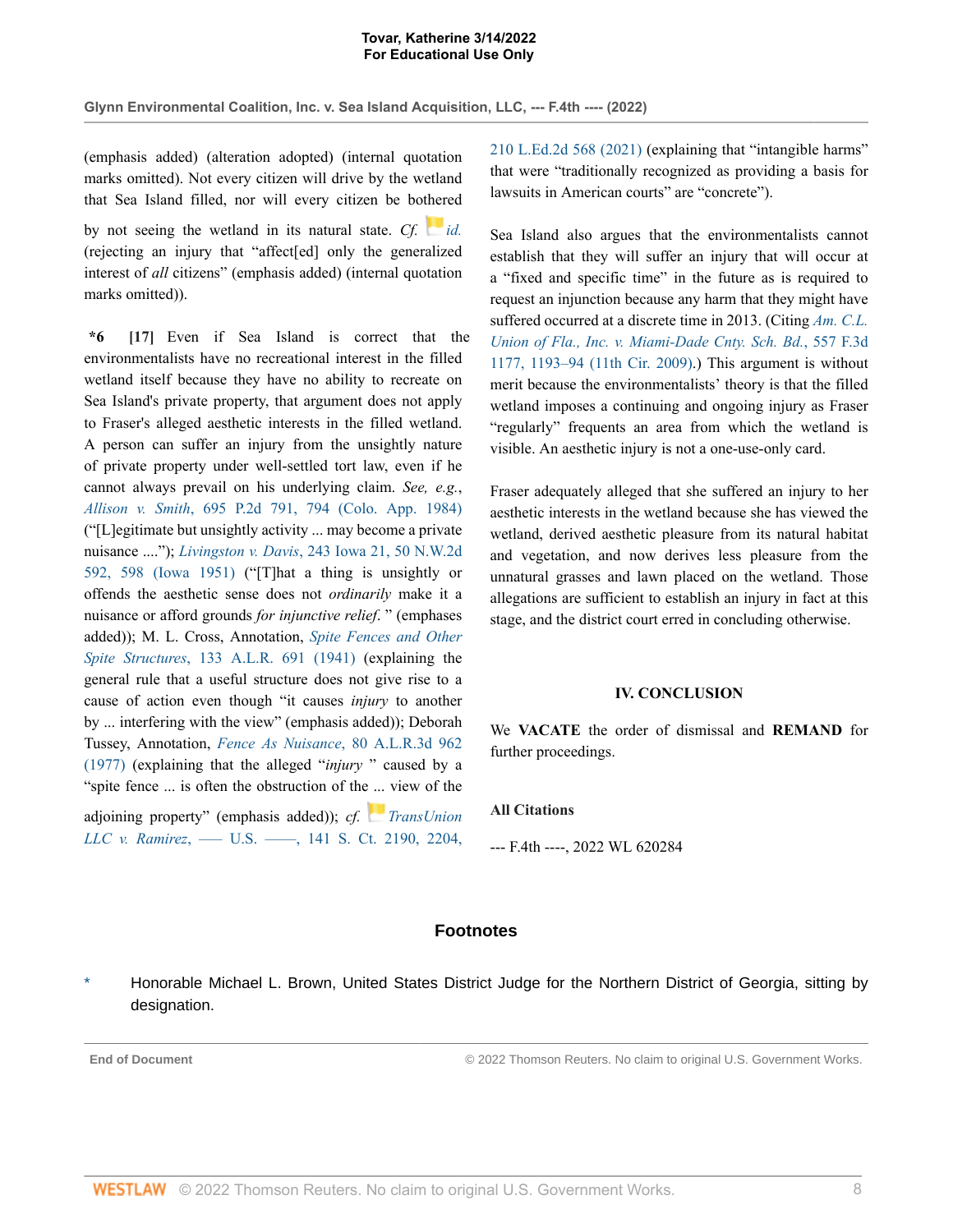(emphasis added) (alteration adopted) (internal quotation marks omitted). Not every citizen will drive by the wetland that Sea Island filled, nor will every citizen be bothered by not seeing the wetland in its natural state. *Cf. id.* (rejecting an injury that "affect[ed] only the generalized interest of *all* citizens" (emphasis added) (internal quotation marks omitted)).

**\*6 [17]** Even if Sea Island is correct that the environmentalists have no recreational interest in the filled wetland itself because they have no ability to recreate on Sea Island's private property, that argument does not apply to Fraser's alleged aesthetic interests in the filled wetland. A person can suffer an injury from the unsightly nature of private property under well-settled tort law, even if he cannot always prevail on his underlying claim. *See, e.g.*, *Allison v. Smith*, 695 P.2d 791, 794 (Colo. App. 1984) ("[L]egitimate but unsightly activity ... may become a private nuisance ...."); *Livingston v. Davis*, 243 Iowa 21, 50 N.W.2d 592, 598 (Iowa 1951) ("[T]hat a thing is unsightly or offends the aesthetic sense does not *ordinarily* make it a nuisance or afford grounds *for injunctive relief*. " (emphases added)); M. L. Cross, Annotation, *Spite Fences and Other Spite Structures*, 133 A.L.R. 691 (1941) (explaining the general rule that a useful structure does not give rise to a cause of action even though "it causes *injury* to another by ... interfering with the view" (emphasis added)); Deborah Tussey, Annotation, *Fence As Nuisance*, 80 A.L.R.3d 962 (1977) (explaining that the alleged "*injury* " caused by a "spite fence ... is often the obstruction of the ... view of the adjoining property" (emphasis added)); *cf.* *TransUnion LLC v. Ramirez*, ––– U.S. ––––, 141 S. Ct. 2190, 2204, 210 L.Ed.2d 568 (2021) (explaining that "intangible harms" that were "traditionally recognized as providing a basis for lawsuits in American courts" are "concrete").

Sea Island also argues that the environmentalists cannot establish that they will suffer an injury that will occur at a "fixed and specific time" in the future as is required to request an injunction because any harm that they might have suffered occurred at a discrete time in 2013. (Citing *Am. C.L. Union of Fla., Inc. v. Miami-Dade Cnty. Sch. Bd.*, 557 F.3d 1177, 1193–94 (11th Cir. 2009).) This argument is without merit because the environmentalists' theory is that the filled wetland imposes a continuing and ongoing injury as Fraser "regularly" frequents an area from which the wetland is visible. An aesthetic injury is not a one-use-only card.

Fraser adequately alleged that she suffered an injury to her aesthetic interests in the wetland because she has viewed the wetland, derived aesthetic pleasure from its natural habitat and vegetation, and now derives less pleasure from the unnatural grasses and lawn placed on the wetland. Those allegations are sufficient to establish an injury in fact at this stage, and the district court erred in concluding otherwise.

## IV. CONCLUSION

We **VACATE** the order of dismissal and **REMAND** for further proceedings.

### All Citations

--- F.4th ----, 2022 WL 620284

## Footnotes

\* Honorable Michael L. Brown, United States District Judge for the Northern District of Georgia, sitting by designation.

End of Document © 2022 Thomson Reuters. No claim to original U.S. Government Works.